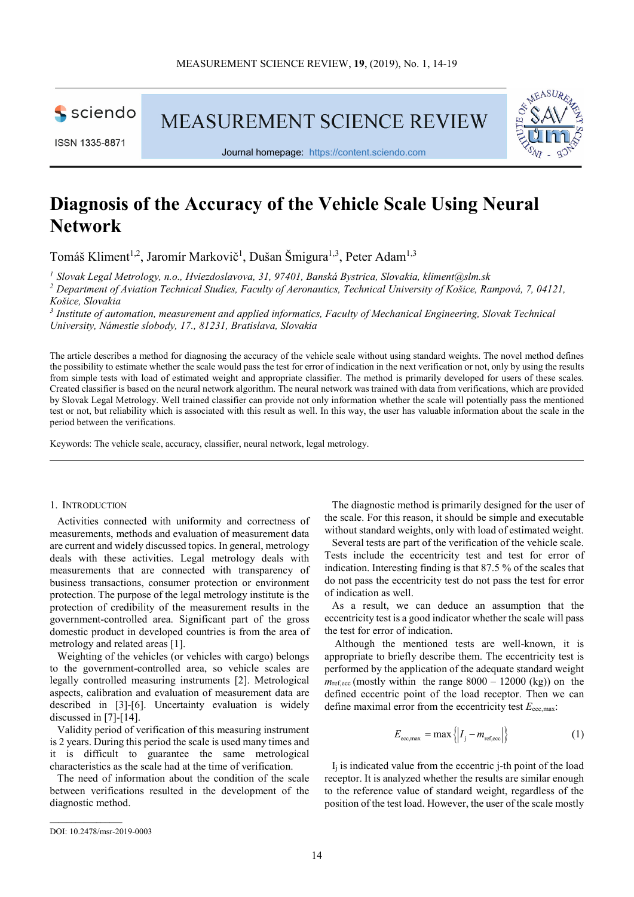# Diagnosis of the Accuracy of the Vehicle Scale Using Neural Network

Tomáš Kliment[1,2], Jaromír Markovič[1], Dušan Šmigura[1,3], Peter Adam[1,3]

[1] *Slovak Legal Metrology, n.o., Hviezdoslavova, 31, 97401, Banská Bystrica, Slovakia, kliment@slm.sk*
[2] *Department of Aviation Technical Studies, Faculty of Aeronautics, Technical University of Košice, Rampová, 7, 04121, Košice, Slovakia*
[3] *Institute of automation, measurement and applied informatics, Faculty of Mechanical Engineering, Slovak Technical University, Námestie slobody, 17., 81231, Bratislava, Slovakia*

The article describes a method for diagnosing the accuracy of the vehicle scale without using standard weights. The novel method defines the possibility to estimate whether the scale would pass the test for error of indication in the next verification or not, only by using the results from simple tests with load of estimated weight and appropriate classifier. The method is primarily developed for users of these scales. Created classifier is based on the neural network algorithm. The neural network was trained with data from verifications, which are provided by Slovak Legal Metrology. Well trained classifier can provide not only information whether the scale will potentially pass the mentioned test or not, but reliability which is associated with this result as well. In this way, the user has valuable information about the scale in the period between the verifications.

Keywords: The vehicle scale, accuracy, classifier, neural network, legal metrology.

## 1. Introduction

Activities connected with uniformity and correctness of measurements, methods and evaluation of measurement data are current and widely discussed topics. In general, metrology deals with these activities. Legal metrology deals with measurements that are connected with transparency of business transactions, consumer protection or environment protection. The purpose of the legal metrology institute is the protection of credibility of the measurement results in the government-controlled area. Significant part of the gross domestic product in developed countries is from the area of metrology and related areas [1].

Weighting of the vehicles (or vehicles with cargo) belongs to the government-controlled area, so vehicle scales are legally controlled measuring instruments [2]. Metrological aspects, calibration and evaluation of measurement data are described in [3]-[6]. Uncertainty evaluation is widely discussed in [7]-[14].

Validity period of verification of this measuring instrument is 2 years. During this period the scale is used many times and it is difficult to guarantee the same metrological characteristics as the scale had at the time of verification.

The need of information about the condition of the scale between verifications resulted in the development of the diagnostic method.

The diagnostic method is primarily designed for the user of the scale. For this reason, it should be simple and executable without standard weights, only with load of estimated weight.

Several tests are part of the verification of the vehicle scale. Tests include the eccentricity test and test for error of indication. Interesting finding is that 87.5 % of the scales that do not pass the eccentricity test do not pass the test for error of indication as well.

As a result, we can deduce an assumption that the eccentricity test is a good indicator whether the scale will pass the test for error of indication.

Although the mentioned tests are well-known, it is appropriate to briefly describe them. The eccentricity test is performed by the application of the adequate standard weight $m_{\text{ref,ecc}}$ (mostly within the range 8000 – 12000 (kg)) on the defined eccentric point of the load receptor. Then we can define maximal error from the eccentricity test $E_{\text{ecc,max}}$:

$$E_{\text{ecc,max}} = \max\left\{\left|I_j - m_{\text{ref,ecc}}\right|\right\} \tag{1}$$

$I_j$ is indicated value from the eccentric j-th point of the load receptor. It is analyzed whether the results are similar enough to the reference value of standard weight, regardless of the position of the test load. However, the user of the scale mostly

DOI: 10.2478/msr-2019-0003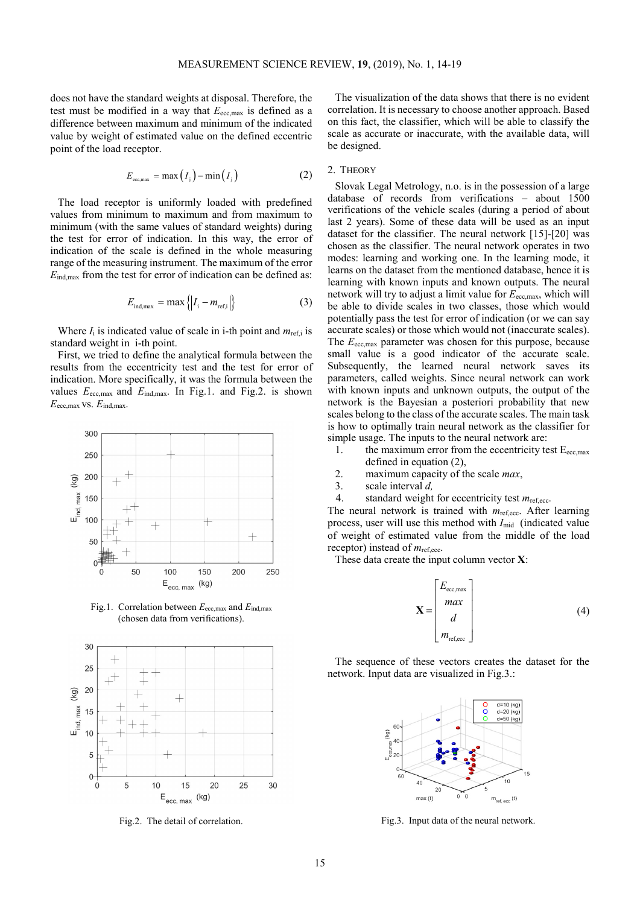does not have the standard weights at disposal. Therefore, the test must be modified in a way that $E_{ecc,max}$ is defined as a difference between maximum and minimum of the indicated value by weight of estimated value on the defined eccentric point of the load receptor.

$$E_{ecc,max} = \max\left(I_j\right) - \min\left(I_j\right) \tag{2}$$

The load receptor is uniformly loaded with predefined values from minimum to maximum and from maximum to minimum (with the same values of standard weights) during the test for error of indication. In this way, the error of indication of the scale is defined in the whole measuring range of the measuring instrument. The maximum of the error $E_{ind,max}$ from the test for error of indication can be defined as:

$$E_{ind,max} = \max\left\{\left|I_i - m_{ref,i}\right|\right\} \tag{3}$$

Where $I_i$ is indicated value of scale in i-th point and $m_{ref,i}$ is standard weight in i-th point.

First, we tried to define the analytical formula between the results from the eccentricity test and the test for error of indication. More specifically, it was the formula between the values $E_{ecc,max}$ and $E_{ind,max}$. In Fig.1. and Fig.2. is shown $E_{ecc,max}$ vs. $E_{ind,max}$.

Fig.1. Correlation between $E_{ecc,max}$ and $E_{ind,max}$ (chosen data from verifications).

Fig.2. The detail of correlation.

The visualization of the data shows that there is no evident correlation. It is necessary to choose another approach. Based on this fact, the classifier, which will be able to classify the scale as accurate or inaccurate, with the available data, will be designed.

## 2. Theory

Slovak Legal Metrology, n.o. is in the possession of a large database of records from verifications – about 1500 verifications of the vehicle scales (during a period of about last 2 years). Some of these data will be used as an input dataset for the classifier. The neural network [15]-[20] was chosen as the classifier. The neural network operates in two modes: learning and working one. In the learning mode, it learns on the dataset from the mentioned database, hence it is learning with known inputs and known outputs. The neural network will try to adjust a limit value for $E_{ecc,max}$, which will be able to divide scales in two classes, those which would potentially pass the test for error of indication (or we can say accurate scales) or those which would not (inaccurate scales). The $E_{ecc,max}$ parameter was chosen for this purpose, because small value is a good indicator of the accurate scale. Subsequently, the learned neural network saves its parameters, called weights. Since neural network can work with known inputs and unknown outputs, the output of the network is the Bayesian a posteriori probability that new scales belong to the class of the accurate scales. The main task is how to optimally train neural network as the classifier for simple usage. The inputs to the neural network are:

1. the maximum error from the eccentricity test $E_{ecc,max}$ defined in equation (2),
2. maximum capacity of the scale *max*,
3. scale interval *d*,
4. standard weight for eccentricity test $m_{ref,ecc}$.

The neural network is trained with $m_{ref,ecc}$. After learning process, user will use this method with $I_{mid}$ (indicated value of weight of estimated value from the middle of the load receptor) instead of $m_{ref,ecc}$.

These data create the input column vector **X**:

$$\mathbf{X} = \begin{bmatrix} E_{ecc,max} \\ max \\ d \\ m_{ref,ecc} \end{bmatrix} \tag{4}$$

The sequence of these vectors creates the dataset for the network. Input data are visualized in Fig.3.:

Fig.3. Input data of the neural network.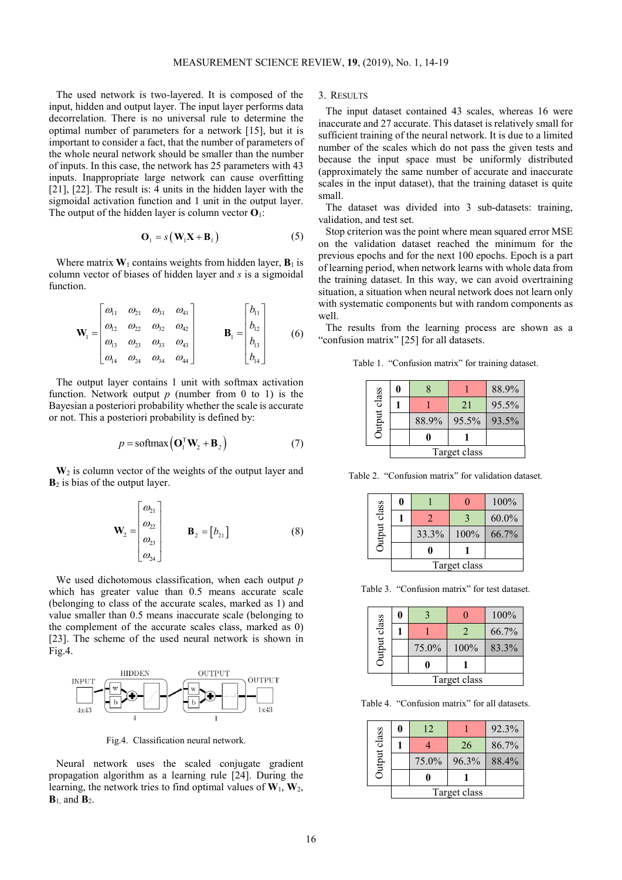The used network is two-layered. It is composed of the input, hidden and output layer. The input layer performs data decorrelation. There is no universal rule to determine the optimal number of parameters for a network [15], but it is important to consider a fact, that the number of parameters of the whole neural network should be smaller than the number of inputs. In this case, the network has 25 parameters with 43 inputs. Inappropriate large network can cause overfitting [21], [22]. The result is: 4 units in the hidden layer with the sigmoidal activation function and 1 unit in the output layer. The output of the hidden layer is column vector $\mathbf{O}_1$:

$$\mathbf{O}_1 = s\left(\mathbf{W}_1\mathbf{X} + \mathbf{B}_1\right) \tag{5}$$

Where matrix $\mathbf{W}_1$ contains weights from hidden layer, $\mathbf{B}_1$ is column vector of biases of hidden layer and $s$ is a sigmoidal function.

$$\mathbf{W}_1 = \begin{bmatrix} \omega_{11} & \omega_{21} & \omega_{31} & \omega_{41} \\ \omega_{12} & \omega_{22} & \omega_{32} & \omega_{42} \\ \omega_{13} & \omega_{23} & \omega_{33} & \omega_{43} \\ \omega_{14} & \omega_{24} & \omega_{34} & \omega_{44} \end{bmatrix} \qquad \mathbf{B}_1 = \begin{bmatrix} b_{11} \\ b_{12} \\ b_{13} \\ b_{14} \end{bmatrix} \tag{6}$$

The output layer contains 1 unit with softmax activation function. Network output $p$ (number from 0 to 1) is the Bayesian a posteriori probability whether the scale is accurate or not. This a posteriori probability is defined by:

$$p = \text{softmax}\left(\mathbf{O}_1^{\mathrm{T}}\mathbf{W}_2 + \mathbf{B}_2\right) \tag{7}$$

$\mathbf{W}_2$ is column vector of the weights of the output layer and $\mathbf{B}_2$ is bias of the output layer.

$$\mathbf{W}_2 = \begin{bmatrix} \omega_{21} \\ \omega_{22} \\ \omega_{23} \\ \omega_{24} \end{bmatrix} \qquad \mathbf{B}_2 = \left[b_{21}\right] \tag{8}$$

We used dichotomous classification, when each output $p$ which has greater value than 0.5 means accurate scale (belonging to class of the accurate scales, marked as 1) and value smaller than 0.5 means inaccurate scale (belonging to the complement of the accurate scales class, marked as 0) [23]. The scheme of the used neural network is shown in Fig.4.

Fig.4. Classification neural network.

Neural network uses the scaled conjugate gradient propagation algorithm as a learning rule [24]. During the learning, the network tries to find optimal values of $\mathbf{W}_1$, $\mathbf{W}_2$, $\mathbf{B}_1$, and $\mathbf{B}_2$.

## 3. Results

The input dataset contained 43 scales, whereas 16 were inaccurate and 27 accurate. This dataset is relatively small for sufficient training of the neural network. It is due to a limited number of the scales which do not pass the given tests and because the input space must be uniformly distributed (approximately the same number of accurate and inaccurate scales in the input dataset), that the training dataset is quite small.

The dataset was divided into 3 sub-datasets: training, validation, and test set.

Stop criterion was the point where mean squared error MSE on the validation dataset reached the minimum for the previous epochs and for the next 100 epochs. Epoch is a part of learning period, when network learns with whole data from the training dataset. In this way, we can avoid overtraining situation, a situation when neural network does not learn only with systematic components but with random components as well.

The results from the learning process are shown as a "confusion matrix" [25] for all datasets.

Table 1. "Confusion matrix" for training dataset.

| Output class | | | | |
|---|---|---|---|---|
| | 0 | 8 | 1 | 88.9% |
| | 1 | 1 | 21 | 95.5% |
| | | 88.9% | 95.5% | 93.5% |
| | | 0 | 1 | |
| | Target class | | | |

Table 2. "Confusion matrix" for validation dataset.

| Output class | | | | |
|---|---|---|---|---|
| | 0 | 1 | 0 | 100% |
| | 1 | 2 | 3 | 60.0% |
| | | 33.3% | 100% | 66.7% |
| | | 0 | 1 | |
| | Target class | | | |

Table 3. "Confusion matrix" for test dataset.

| Output class | | | | |
|---|---|---|---|---|
| | 0 | 3 | 0 | 100% |
| | 1 | 1 | 2 | 66.7% |
| | | 75.0% | 100% | 83.3% |
| | | 0 | 1 | |
| | Target class | | | |

Table 4. "Confusion matrix" for all datasets.

| Output class | | | | |
|---|---|---|---|---|
| | 0 | 12 | 1 | 92.3% |
| | 1 | 4 | 26 | 86.7% |
| | | 75.0% | 96.3% | 88.4% |
| | | 0 | 1 | |
| | Target class | | | |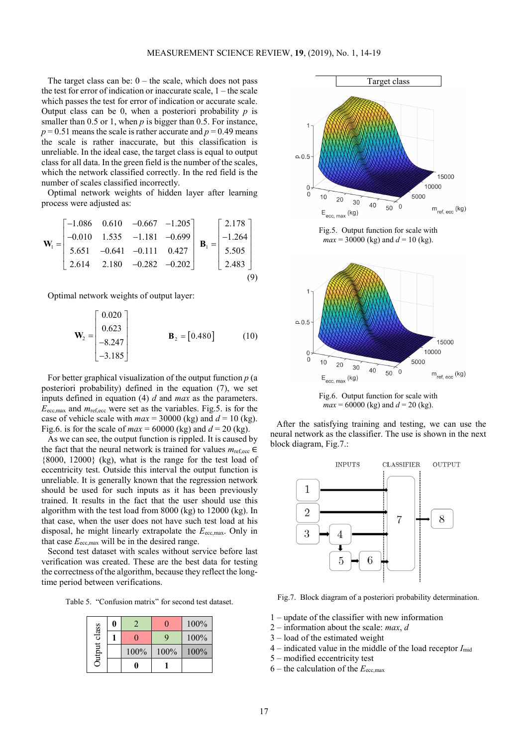The target class can be: 0 – the scale, which does not pass the test for error of indication or inaccurate scale, 1 – the scale which passes the test for error of indication or accurate scale. Output class can be 0, when a posteriori probability $p$ is smaller than 0.5 or 1, when $p$ is bigger than 0.5. For instance, $p = 0.51$ means the scale is rather accurate and $p = 0.49$ means the scale is rather inaccurate, but this classification is unreliable. In the ideal case, the target class is equal to output class for all data. In the green field is the number of the scales, which the network classified correctly. In the red field is the number of scales classified incorrectly.

Optimal network weights of hidden layer after learning process were adjusted as:

$$\mathbf{W}_1 = \begin{bmatrix} -1.086 & 0.610 & -0.667 & -1.205 \\ -0.010 & 1.535 & -1.181 & -0.699 \\ 5.651 & -0.641 & -0.111 & 0.427 \\ 2.614 & 2.180 & -0.282 & -0.202 \end{bmatrix} \quad \mathbf{B}_1 = \begin{bmatrix} 2.178 \\ -1.264 \\ 5.505 \\ 2.483 \end{bmatrix} \tag{9}$$

Optimal network weights of output layer:

$$\mathbf{W}_2 = \begin{bmatrix} 0.020 \\ 0.623 \\ -8.247 \\ -3.185 \end{bmatrix} \qquad \mathbf{B}_2 = \begin{bmatrix} 0.480 \end{bmatrix} \tag{10}$$

For better graphical visualization of the output function $p$ (a posteriori probability) defined in the equation (7), we set inputs defined in equation (4) $d$ and $max$ as the parameters. $E_{ecc,max}$ and $m_{ref,ecc}$ were set as the variables. Fig.5. is for the case of vehicle scale with $max = 30000$ (kg) and $d = 10$ (kg). Fig.6. is for the scale of $max = 60000$ (kg) and $d = 20$ (kg).

As we can see, the output function is rippled. It is caused by the fact that the neural network is trained for values $m_{ref,ecc} \in \{8000, 12000\}$ (kg), what is the range for the test load of eccentricity test. Outside this interval the output function is unreliable. It is generally known that the regression network should be used for such inputs as it has been previously trained. It results in the fact that the user should use this algorithm with the test load from 8000 (kg) to 12000 (kg). In that case, when the user does not have such test load at his disposal, he might linearly extrapolate the $E_{ecc,max}$. Only in that case $E_{ecc,max}$ will be in the desired range.

Second test dataset with scales without service before last verification was created. These are the best data for testing the correctness of the algorithm, because they reflect the long-time period between verifications.

Table 5. "Confusion matrix" for second test dataset.

| Output class | | | | |
|---|---|---|---|---|
| | **0** | 2 | 0 | 100% |
| | **1** | 0 | 9 | 100% |
| | | 100% | 100% | 100% |
| | | **0** | **1** | |

Fig.5. Output function for scale with $max = 30000$ (kg) and $d = 10$ (kg).

Fig.6. Output function for scale with $max = 60000$ (kg) and $d = 20$ (kg).

After the satisfying training and testing, we can use the neural network as the classifier. The use is shown in the next block diagram, Fig.7.:

Fig.7. Block diagram of a posteriori probability determination.

1 – update of the classifier with new information
2 – information about the scale: $max$, $d$
3 – load of the estimated weight
4 – indicated value in the middle of the load receptor $I_{mid}$
5 – modified eccentricity test
6 – the calculation of the $E_{ecc,max}$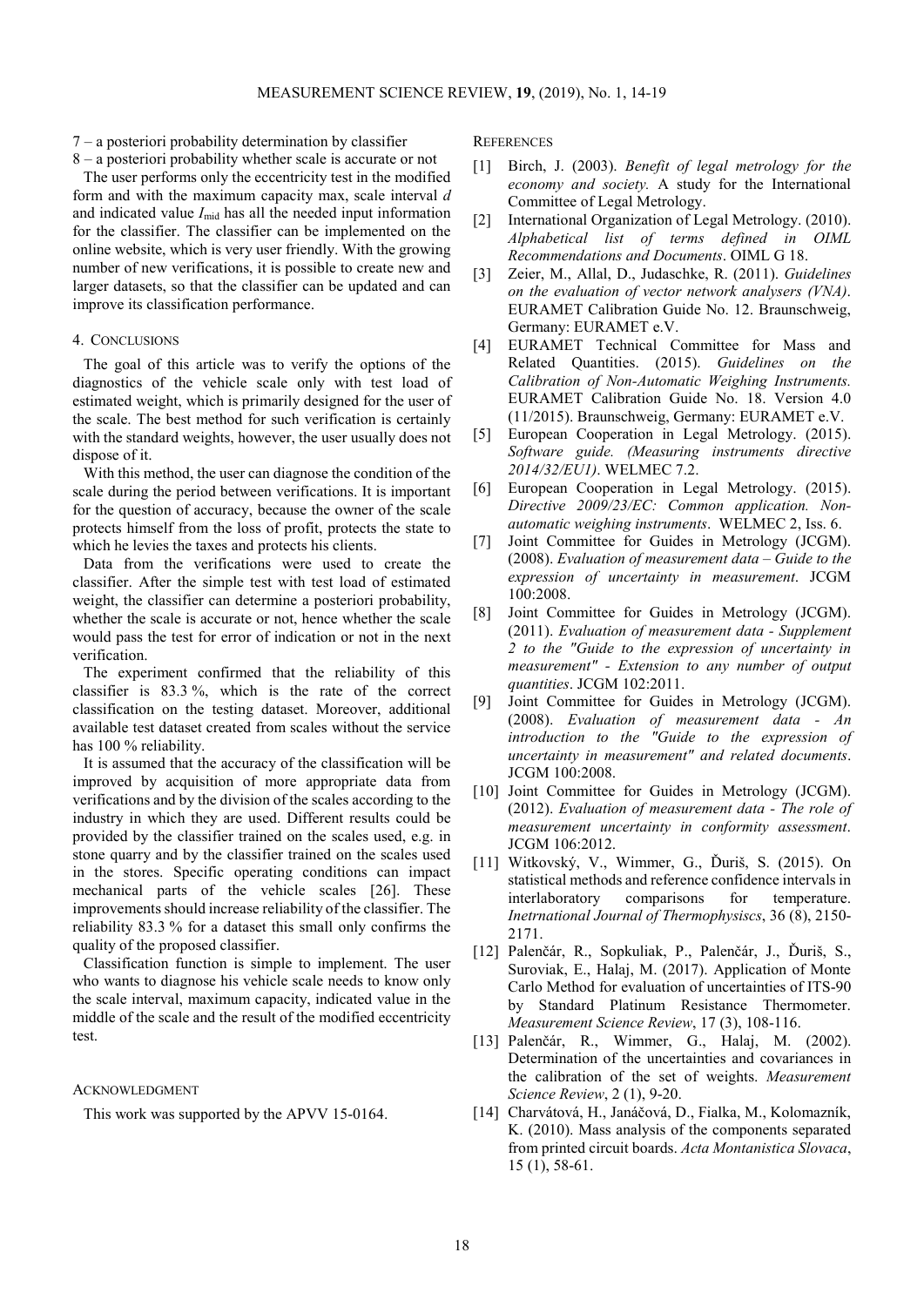7 – a posteriori probability determination by classifier

8 – a posteriori probability whether scale is accurate or not

The user performs only the eccentricity test in the modified form and with the maximum capacity max, scale interval $d$ and indicated value $I_{mid}$ has all the needed input information for the classifier. The classifier can be implemented on the online website, which is very user friendly. With the growing number of new verifications, it is possible to create new and larger datasets, so that the classifier can be updated and can improve its classification performance.

## 4. CONCLUSIONS

The goal of this article was to verify the options of the diagnostics of the vehicle scale only with test load of estimated weight, which is primarily designed for the user of the scale. The best method for such verification is certainly with the standard weights, however, the user usually does not dispose of it.

With this method, the user can diagnose the condition of the scale during the period between verifications. It is important for the question of accuracy, because the owner of the scale protects himself from the loss of profit, protects the state to which he levies the taxes and protects his clients.

Data from the verifications were used to create the classifier. After the simple test with test load of estimated weight, the classifier can determine a posteriori probability, whether the scale is accurate or not, hence whether the scale would pass the test for error of indication or not in the next verification.

The experiment confirmed that the reliability of this classifier is 83.3 %, which is the rate of the correct classification on the testing dataset. Moreover, additional available test dataset created from scales without the service has 100 % reliability.

It is assumed that the accuracy of the classification will be improved by acquisition of more appropriate data from verifications and by the division of the scales according to the industry in which they are used. Different results could be provided by the classifier trained on the scales used, e.g. in stone quarry and by the classifier trained on the scales used in the stores. Specific operating conditions can impact mechanical parts of the vehicle scales [26]. These improvements should increase reliability of the classifier. The reliability 83.3 % for a dataset this small only confirms the quality of the proposed classifier.

Classification function is simple to implement. The user who wants to diagnose his vehicle scale needs to know only the scale interval, maximum capacity, indicated value in the middle of the scale and the result of the modified eccentricity test.

## ACKNOWLEDGMENT

This work was supported by the APVV 15-0164.

## REFERENCES

[1] Birch, J. (2003). *Benefit of legal metrology for the economy and society.* A study for the International Committee of Legal Metrology.

[2] International Organization of Legal Metrology. (2010). *Alphabetical list of terms defined in OIML Recommendations and Documents*. OIML G 18.

[3] Zeier, M., Allal, D., Judaschke, R. (2011). *Guidelines on the evaluation of vector network analysers (VNA)*. EURAMET Calibration Guide No. 12. Braunschweig, Germany: EURAMET e.V.

[4] EURAMET Technical Committee for Mass and Related Quantities. (2015). *Guidelines on the Calibration of Non-Automatic Weighing Instruments.* EURAMET Calibration Guide No. 18. Version 4.0 (11/2015). Braunschweig, Germany: EURAMET e.V.

[5] European Cooperation in Legal Metrology. (2015). *Software guide. (Measuring instruments directive 2014/32/EU1)*. WELMEC 7.2.

[6] European Cooperation in Legal Metrology. (2015). *Directive 2009/23/EC: Common application. Non-automatic weighing instruments*. WELMEC 2, Iss. 6.

[7] Joint Committee for Guides in Metrology (JCGM). (2008). *Evaluation of measurement data – Guide to the expression of uncertainty in measurement*. JCGM 100:2008.

[8] Joint Committee for Guides in Metrology (JCGM). (2011). *Evaluation of measurement data - Supplement 2 to the "Guide to the expression of uncertainty in measurement" - Extension to any number of output quantities*. JCGM 102:2011.

[9] Joint Committee for Guides in Metrology (JCGM). (2008). *Evaluation of measurement data - An introduction to the "Guide to the expression of uncertainty in measurement" and related documents*. JCGM 100:2008.

[10] Joint Committee for Guides in Metrology (JCGM). (2012). *Evaluation of measurement data - The role of measurement uncertainty in conformity assessment*. JCGM 106:2012.

[11] Witkovský, V., Wimmer, G., Ďuriš, S. (2015). On statistical methods and reference confidence intervals in interlaboratory comparisons for temperature. *Inetrnational Journal of Thermophysiscs*, 36 (8), 2150-2171.

[12] Palenčár, R., Sopkuliak, P., Palenčár, J., Ďuriš, S., Suroviak, E., Halaj, M. (2017). Application of Monte Carlo Method for evaluation of uncertainties of ITS-90 by Standard Platinum Resistance Thermometer. *Measurement Science Review*, 17 (3), 108-116.

[13] Palenčár, R., Wimmer, G., Halaj, M. (2002). Determination of the uncertainties and covariances in the calibration of the set of weights. *Measurement Science Review*, 2 (1), 9-20.

[14] Charvátová, H., Janáčová, D., Fialka, M., Kolomazník, K. (2010). Mass analysis of the components separated from printed circuit boards. *Acta Montanistica Slovaca*, 15 (1), 58-61.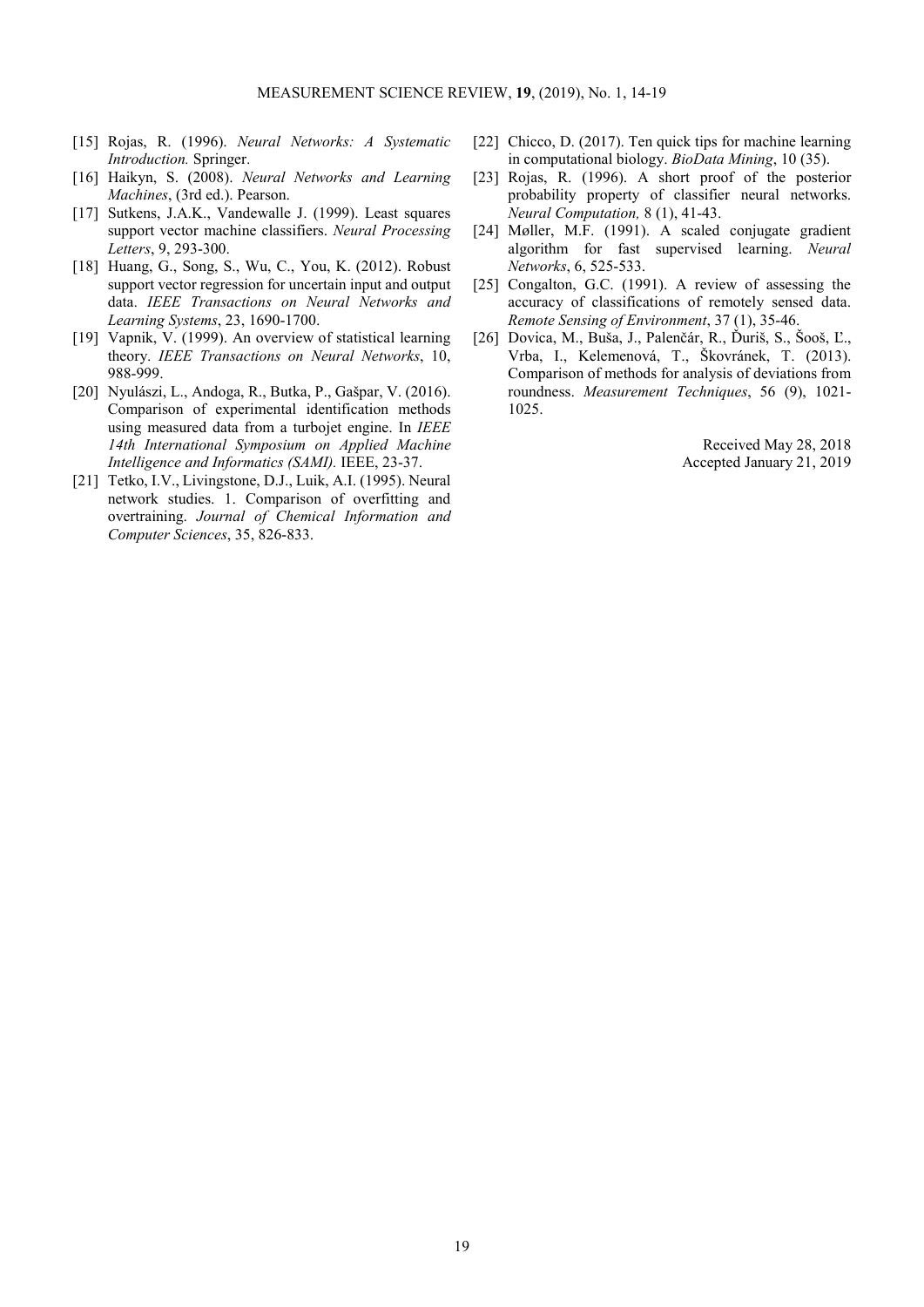[15] Rojas, R. (1996). *Neural Networks: A Systematic Introduction.* Springer.

[16] Haikyn, S. (2008). *Neural Networks and Learning Machines*, (3rd ed.). Pearson.

[17] Sutkens, J.A.K., Vandewalle J. (1999). Least squares support vector machine classifiers. *Neural Processing Letters*, 9, 293-300.

[18] Huang, G., Song, S., Wu, C., You, K. (2012). Robust support vector regression for uncertain input and output data. *IEEE Transactions on Neural Networks and Learning Systems*, 23, 1690-1700.

[19] Vapnik, V. (1999). An overview of statistical learning theory. *IEEE Transactions on Neural Networks*, 10, 988-999.

[20] Nyulászi, L., Andoga, R., Butka, P., Gašpar, V. (2016). Comparison of experimental identification methods using measured data from a turbojet engine. In *IEEE 14th International Symposium on Applied Machine Intelligence and Informatics (SAMI).* IEEE, 23-37.

[21] Tetko, I.V., Livingstone, D.J., Luik, A.I. (1995). Neural network studies. 1. Comparison of overfitting and overtraining. *Journal of Chemical Information and Computer Sciences*, 35, 826-833.

[22] Chicco, D. (2017). Ten quick tips for machine learning in computational biology. *BioData Mining*, 10 (35).

[23] Rojas, R. (1996). A short proof of the posterior probability property of classifier neural networks. *Neural Computation,* 8 (1), 41-43.

[24] Møller, M.F. (1991). A scaled conjugate gradient algorithm for fast supervised learning. *Neural Networks*, 6, 525-533.

[25] Congalton, G.C. (1991). A review of assessing the accuracy of classifications of remotely sensed data. *Remote Sensing of Environment*, 37 (1), 35-46.

[26] Dovica, M., Buša, J., Palenčár, R., Ďuriš, S., Šooš, Ľ., Vrba, I., Kelemenová, T., Škovránek, T. (2013). Comparison of methods for analysis of deviations from roundness. *Measurement Techniques*, 56 (9), 1021-1025.

Received May 28, 2018
Accepted January 21, 2019